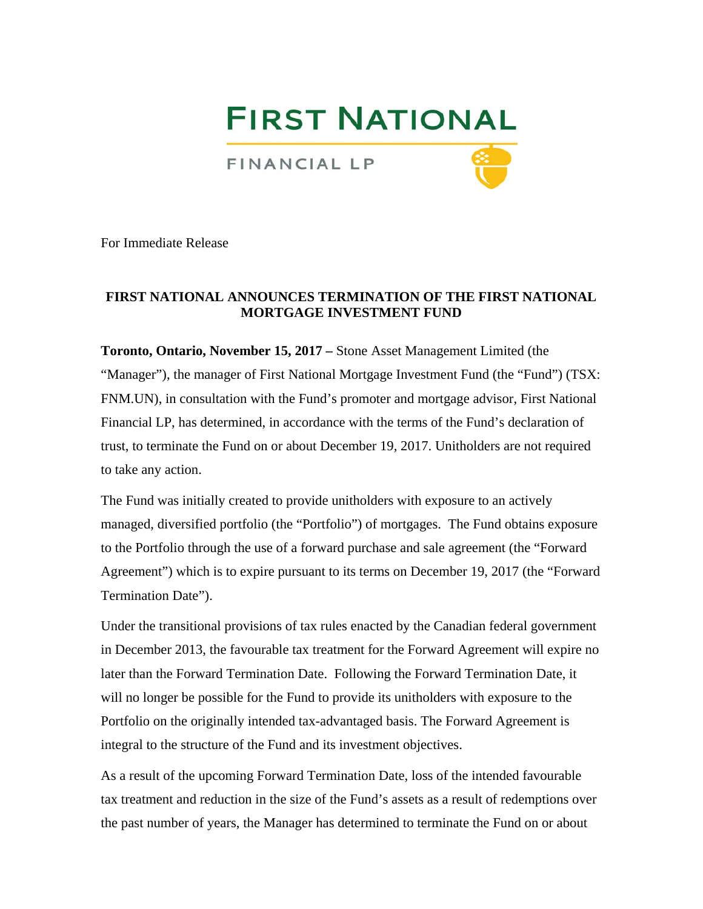FIRST NATIONAL

FINANCIAL LP

For Immediate Release

# FIRST NATIONAL ANNOUNCES TERMINATION OF THE FIRST NATIONAL MORTGAGE INVESTMENT FUND

**Toronto, Ontario, November 15, 2017 –** Stone Asset Management Limited (the "Manager"), the manager of First National Mortgage Investment Fund (the "Fund") (TSX: FNM.UN), in consultation with the Fund's promoter and mortgage advisor, First National Financial LP, has determined, in accordance with the terms of the Fund's declaration of trust, to terminate the Fund on or about December 19, 2017. Unitholders are not required to take any action.

The Fund was initially created to provide unitholders with exposure to an actively managed, diversified portfolio (the "Portfolio") of mortgages. The Fund obtains exposure to the Portfolio through the use of a forward purchase and sale agreement (the "Forward Agreement") which is to expire pursuant to its terms on December 19, 2017 (the "Forward Termination Date").

Under the transitional provisions of tax rules enacted by the Canadian federal government in December 2013, the favourable tax treatment for the Forward Agreement will expire no later than the Forward Termination Date. Following the Forward Termination Date, it will no longer be possible for the Fund to provide its unitholders with exposure to the Portfolio on the originally intended tax-advantaged basis. The Forward Agreement is integral to the structure of the Fund and its investment objectives.

As a result of the upcoming Forward Termination Date, loss of the intended favourable tax treatment and reduction in the size of the Fund's assets as a result of redemptions over the past number of years, the Manager has determined to terminate the Fund on or about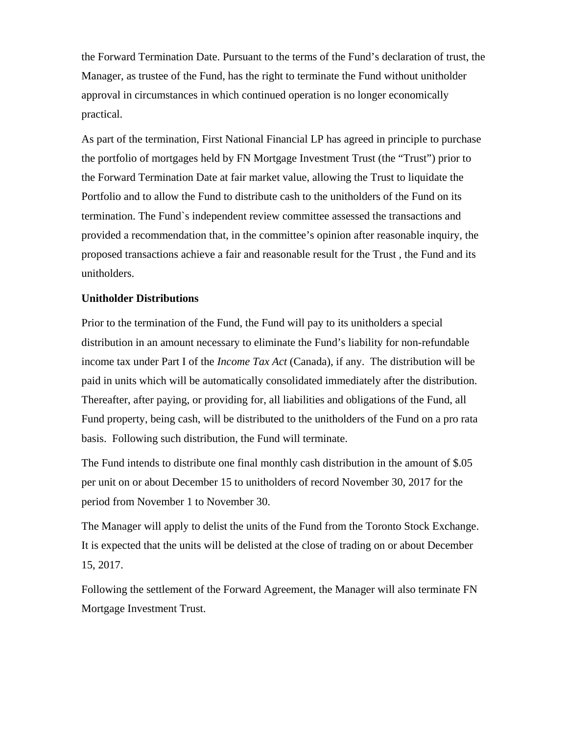the Forward Termination Date. Pursuant to the terms of the Fund's declaration of trust, the Manager, as trustee of the Fund, has the right to terminate the Fund without unitholder approval in circumstances in which continued operation is no longer economically practical.

As part of the termination, First National Financial LP has agreed in principle to purchase the portfolio of mortgages held by FN Mortgage Investment Trust (the "Trust") prior to the Forward Termination Date at fair market value, allowing the Trust to liquidate the Portfolio and to allow the Fund to distribute cash to the unitholders of the Fund on its termination. The Fund`s independent review committee assessed the transactions and provided a recommendation that, in the committee's opinion after reasonable inquiry, the proposed transactions achieve a fair and reasonable result for the Trust , the Fund and its unitholders.

**Unitholder Distributions**

Prior to the termination of the Fund, the Fund will pay to its unitholders a special distribution in an amount necessary to eliminate the Fund's liability for non-refundable income tax under Part I of the *Income Tax Act* (Canada), if any. The distribution will be paid in units which will be automatically consolidated immediately after the distribution. Thereafter, after paying, or providing for, all liabilities and obligations of the Fund, all Fund property, being cash, will be distributed to the unitholders of the Fund on a pro rata basis. Following such distribution, the Fund will terminate.

The Fund intends to distribute one final monthly cash distribution in the amount of $.05 per unit on or about December 15 to unitholders of record November 30, 2017 for the period from November 1 to November 30.

The Manager will apply to delist the units of the Fund from the Toronto Stock Exchange. It is expected that the units will be delisted at the close of trading on or about December 15, 2017.

Following the settlement of the Forward Agreement, the Manager will also terminate FN Mortgage Investment Trust.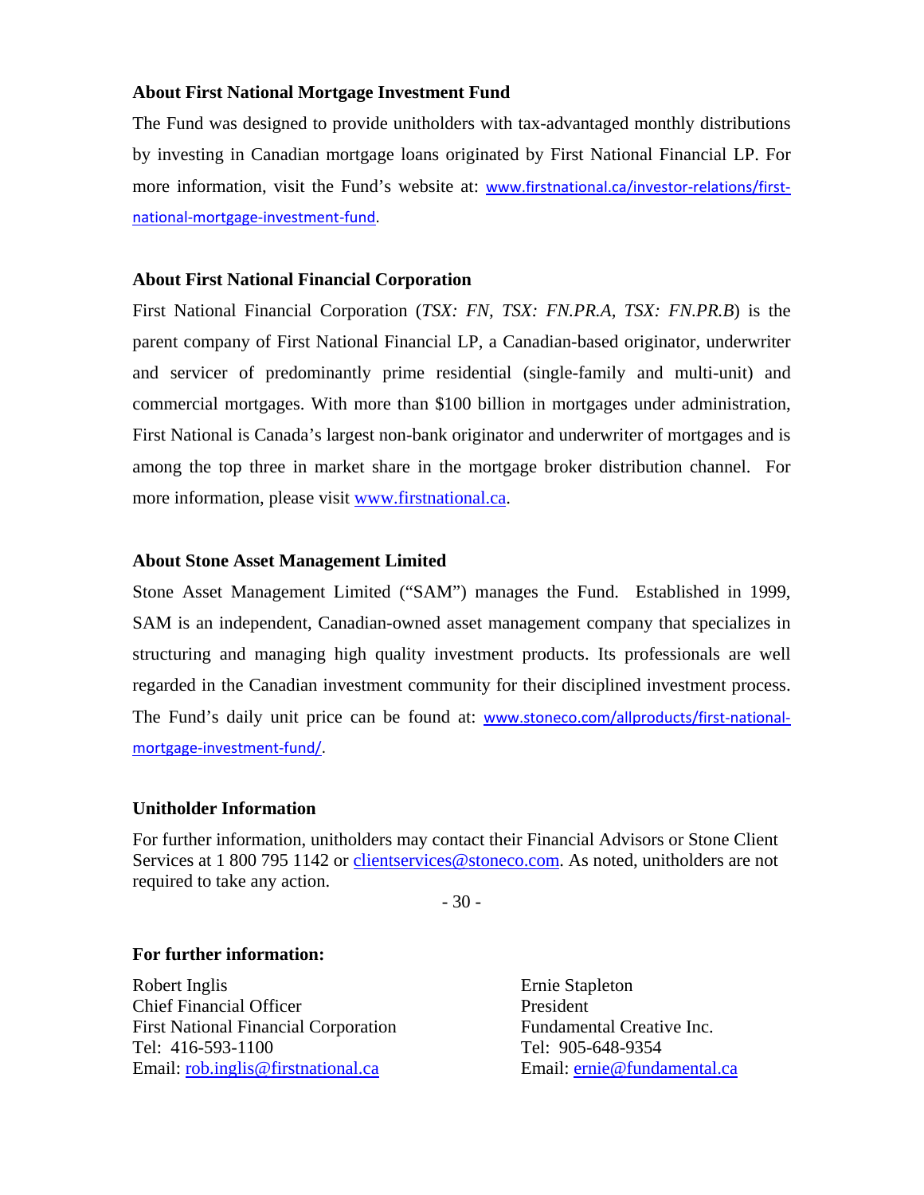### About First National Mortgage Investment Fund

The Fund was designed to provide unitholders with tax-advantaged monthly distributions by investing in Canadian mortgage loans originated by First National Financial LP. For more information, visit the Fund's website at: www.firstnational.ca/investor-relations/first-national-mortgage-investment-fund.

### About First National Financial Corporation

First National Financial Corporation (*TSX: FN, TSX: FN.PR.A, TSX: FN.PR.B*) is the parent company of First National Financial LP, a Canadian-based originator, underwriter and servicer of predominantly prime residential (single-family and multi-unit) and commercial mortgages. With more than $100 billion in mortgages under administration, First National is Canada's largest non-bank originator and underwriter of mortgages and is among the top three in market share in the mortgage broker distribution channel. For more information, please visit www.firstnational.ca.

### About Stone Asset Management Limited

Stone Asset Management Limited ("SAM") manages the Fund. Established in 1999, SAM is an independent, Canadian-owned asset management company that specializes in structuring and managing high quality investment products. Its professionals are well regarded in the Canadian investment community for their disciplined investment process. The Fund's daily unit price can be found at: www.stoneco.com/allproducts/first-national-mortgage-investment-fund/.

### Unitholder Information

For further information, unitholders may contact their Financial Advisors or Stone Client Services at 1 800 795 1142 or clientservices@stoneco.com. As noted, unitholders are not required to take any action.

- 30 -

**For further information:**

Robert Inglis
Chief Financial Officer
First National Financial Corporation
Tel: 416-593-1100
Email: rob.inglis@firstnational.ca

Ernie Stapleton
President
Fundamental Creative Inc.
Tel: 905-648-9354
Email: ernie@fundamental.ca